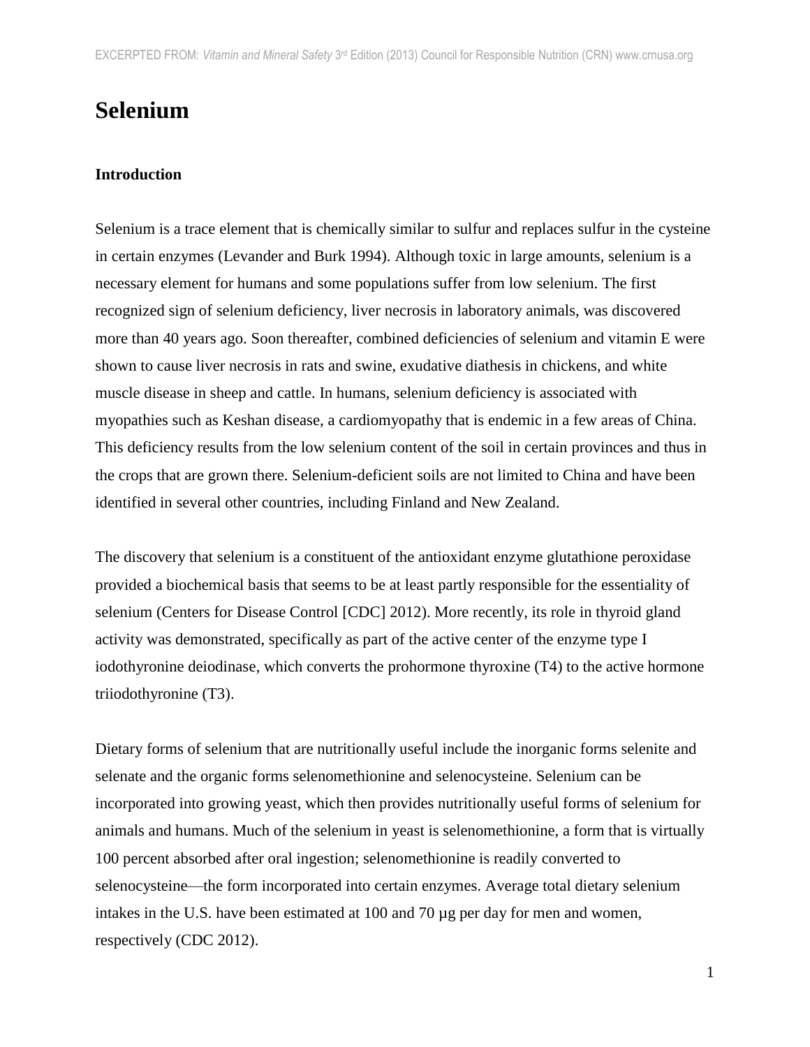# Selenium

## Introduction

Selenium is a trace element that is chemically similar to sulfur and replaces sulfur in the cysteine in certain enzymes (Levander and Burk 1994). Although toxic in large amounts, selenium is a necessary element for humans and some populations suffer from low selenium. The first recognized sign of selenium deficiency, liver necrosis in laboratory animals, was discovered more than 40 years ago. Soon thereafter, combined deficiencies of selenium and vitamin E were shown to cause liver necrosis in rats and swine, exudative diathesis in chickens, and white muscle disease in sheep and cattle. In humans, selenium deficiency is associated with myopathies such as Keshan disease, a cardiomyopathy that is endemic in a few areas of China. This deficiency results from the low selenium content of the soil in certain provinces and thus in the crops that are grown there. Selenium-deficient soils are not limited to China and have been identified in several other countries, including Finland and New Zealand.

The discovery that selenium is a constituent of the antioxidant enzyme glutathione peroxidase provided a biochemical basis that seems to be at least partly responsible for the essentiality of selenium (Centers for Disease Control [CDC] 2012). More recently, its role in thyroid gland activity was demonstrated, specifically as part of the active center of the enzyme type I iodothyronine deiodinase, which converts the prohormone thyroxine (T4) to the active hormone triiodothyronine (T3).

Dietary forms of selenium that are nutritionally useful include the inorganic forms selenite and selenate and the organic forms selenomethionine and selenocysteine. Selenium can be incorporated into growing yeast, which then provides nutritionally useful forms of selenium for animals and humans. Much of the selenium in yeast is selenomethionine, a form that is virtually 100 percent absorbed after oral ingestion; selenomethionine is readily converted to selenocysteine—the form incorporated into certain enzymes. Average total dietary selenium intakes in the U.S. have been estimated at 100 and 70 µg per day for men and women, respectively (CDC 2012).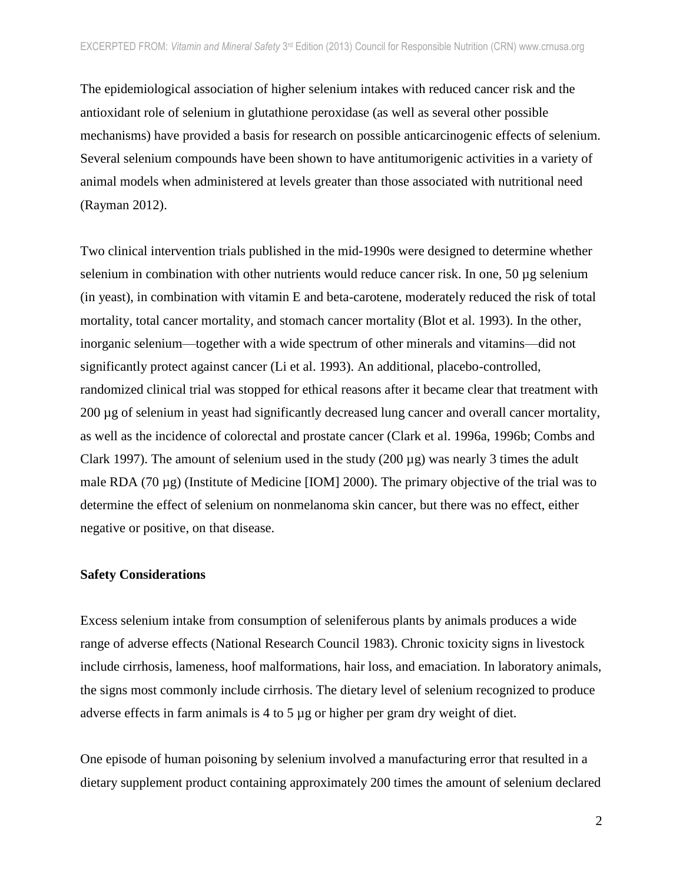The epidemiological association of higher selenium intakes with reduced cancer risk and the antioxidant role of selenium in glutathione peroxidase (as well as several other possible mechanisms) have provided a basis for research on possible anticarcinogenic effects of selenium. Several selenium compounds have been shown to have antitumorigenic activities in a variety of animal models when administered at levels greater than those associated with nutritional need (Rayman 2012).

Two clinical intervention trials published in the mid-1990s were designed to determine whether selenium in combination with other nutrients would reduce cancer risk. In one, 50 µg selenium (in yeast), in combination with vitamin E and beta-carotene, moderately reduced the risk of total mortality, total cancer mortality, and stomach cancer mortality (Blot et al. 1993). In the other, inorganic selenium—together with a wide spectrum of other minerals and vitamins—did not significantly protect against cancer (Li et al. 1993). An additional, placebo-controlled, randomized clinical trial was stopped for ethical reasons after it became clear that treatment with 200 µg of selenium in yeast had significantly decreased lung cancer and overall cancer mortality, as well as the incidence of colorectal and prostate cancer (Clark et al. 1996a, 1996b; Combs and Clark 1997). The amount of selenium used in the study (200 µg) was nearly 3 times the adult male RDA (70 µg) (Institute of Medicine [IOM] 2000). The primary objective of the trial was to determine the effect of selenium on nonmelanoma skin cancer, but there was no effect, either negative or positive, on that disease.

**Safety Considerations**

Excess selenium intake from consumption of seleniferous plants by animals produces a wide range of adverse effects (National Research Council 1983). Chronic toxicity signs in livestock include cirrhosis, lameness, hoof malformations, hair loss, and emaciation. In laboratory animals, the signs most commonly include cirrhosis. The dietary level of selenium recognized to produce adverse effects in farm animals is 4 to 5 µg or higher per gram dry weight of diet.

One episode of human poisoning by selenium involved a manufacturing error that resulted in a dietary supplement product containing approximately 200 times the amount of selenium declared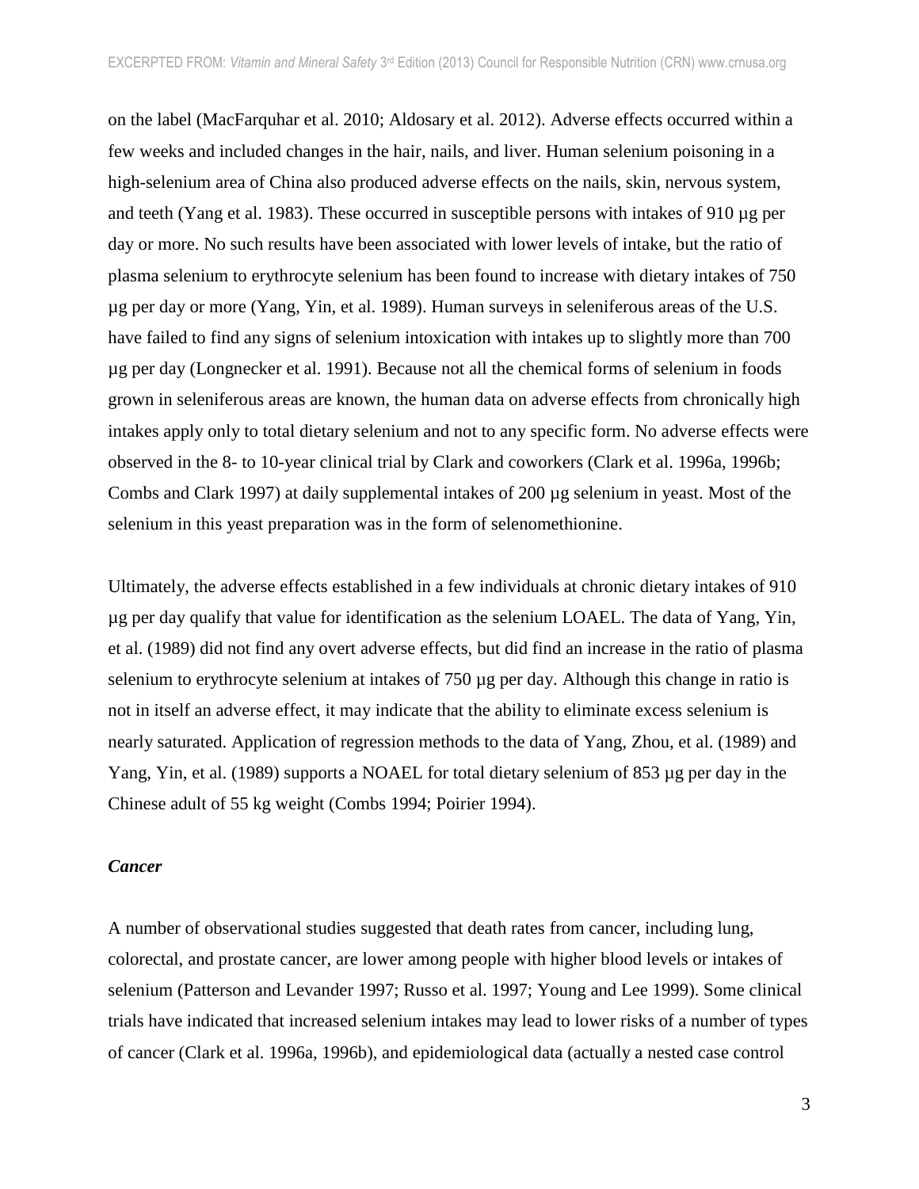on the label (MacFarquhar et al. 2010; Aldosary et al. 2012). Adverse effects occurred within a few weeks and included changes in the hair, nails, and liver. Human selenium poisoning in a high-selenium area of China also produced adverse effects on the nails, skin, nervous system, and teeth (Yang et al. 1983). These occurred in susceptible persons with intakes of 910 µg per day or more. No such results have been associated with lower levels of intake, but the ratio of plasma selenium to erythrocyte selenium has been found to increase with dietary intakes of 750 µg per day or more (Yang, Yin, et al. 1989). Human surveys in seleniferous areas of the U.S. have failed to find any signs of selenium intoxication with intakes up to slightly more than 700 µg per day (Longnecker et al. 1991). Because not all the chemical forms of selenium in foods grown in seleniferous areas are known, the human data on adverse effects from chronically high intakes apply only to total dietary selenium and not to any specific form. No adverse effects were observed in the 8- to 10-year clinical trial by Clark and coworkers (Clark et al. 1996a, 1996b; Combs and Clark 1997) at daily supplemental intakes of 200 µg selenium in yeast. Most of the selenium in this yeast preparation was in the form of selenomethionine.

Ultimately, the adverse effects established in a few individuals at chronic dietary intakes of 910 µg per day qualify that value for identification as the selenium LOAEL. The data of Yang, Yin, et al. (1989) did not find any overt adverse effects, but did find an increase in the ratio of plasma selenium to erythrocyte selenium at intakes of 750 µg per day. Although this change in ratio is not in itself an adverse effect, it may indicate that the ability to eliminate excess selenium is nearly saturated. Application of regression methods to the data of Yang, Zhou, et al. (1989) and Yang, Yin, et al. (1989) supports a NOAEL for total dietary selenium of 853 µg per day in the Chinese adult of 55 kg weight (Combs 1994; Poirier 1994).

### *Cancer*

A number of observational studies suggested that death rates from cancer, including lung, colorectal, and prostate cancer, are lower among people with higher blood levels or intakes of selenium (Patterson and Levander 1997; Russo et al. 1997; Young and Lee 1999). Some clinical trials have indicated that increased selenium intakes may lead to lower risks of a number of types of cancer (Clark et al. 1996a, 1996b), and epidemiological data (actually a nested case control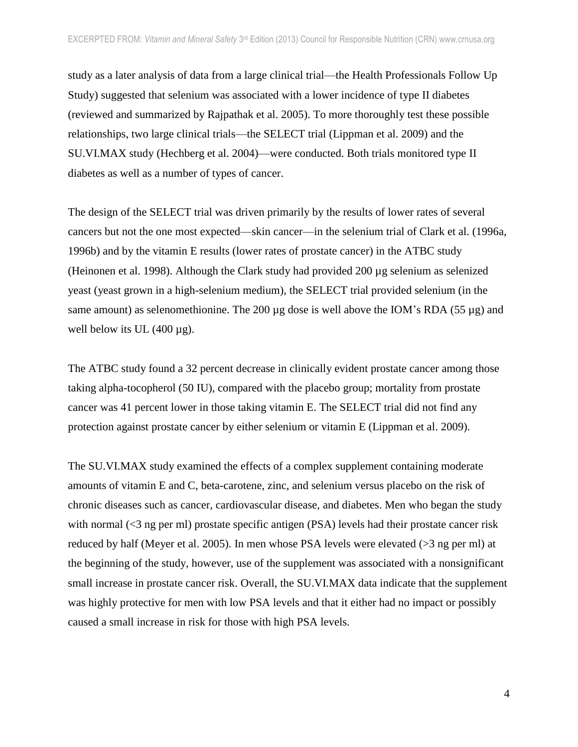study as a later analysis of data from a large clinical trial—the Health Professionals Follow Up Study) suggested that selenium was associated with a lower incidence of type II diabetes (reviewed and summarized by Rajpathak et al. 2005). To more thoroughly test these possible relationships, two large clinical trials—the SELECT trial (Lippman et al. 2009) and the SU.VI.MAX study (Hechberg et al. 2004)—were conducted. Both trials monitored type II diabetes as well as a number of types of cancer.

The design of the SELECT trial was driven primarily by the results of lower rates of several cancers but not the one most expected—skin cancer—in the selenium trial of Clark et al. (1996a, 1996b) and by the vitamin E results (lower rates of prostate cancer) in the ATBC study (Heinonen et al. 1998). Although the Clark study had provided 200 µg selenium as selenized yeast (yeast grown in a high-selenium medium), the SELECT trial provided selenium (in the same amount) as selenomethionine. The 200 µg dose is well above the IOM's RDA (55 µg) and well below its UL (400 µg).

The ATBC study found a 32 percent decrease in clinically evident prostate cancer among those taking alpha-tocopherol (50 IU), compared with the placebo group; mortality from prostate cancer was 41 percent lower in those taking vitamin E. The SELECT trial did not find any protection against prostate cancer by either selenium or vitamin E (Lippman et al. 2009).

The SU.VI.MAX study examined the effects of a complex supplement containing moderate amounts of vitamin E and C, beta-carotene, zinc, and selenium versus placebo on the risk of chronic diseases such as cancer, cardiovascular disease, and diabetes. Men who began the study with normal (<3 ng per ml) prostate specific antigen (PSA) levels had their prostate cancer risk reduced by half (Meyer et al. 2005). In men whose PSA levels were elevated (>3 ng per ml) at the beginning of the study, however, use of the supplement was associated with a nonsignificant small increase in prostate cancer risk. Overall, the SU.VI.MAX data indicate that the supplement was highly protective for men with low PSA levels and that it either had no impact or possibly caused a small increase in risk for those with high PSA levels.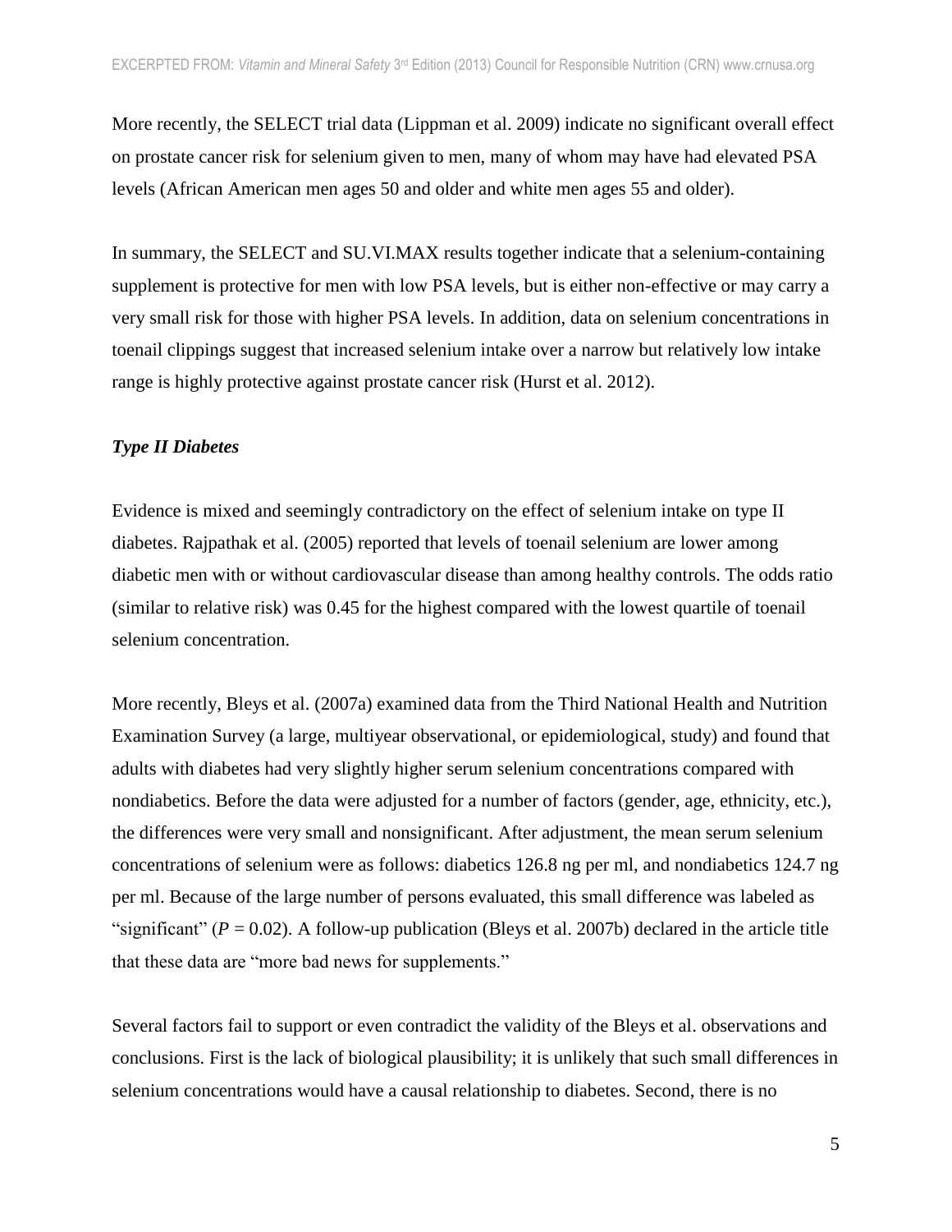More recently, the SELECT trial data (Lippman et al. 2009) indicate no significant overall effect on prostate cancer risk for selenium given to men, many of whom may have had elevated PSA levels (African American men ages 50 and older and white men ages 55 and older).

In summary, the SELECT and SU.VI.MAX results together indicate that a selenium-containing supplement is protective for men with low PSA levels, but is either non-effective or may carry a very small risk for those with higher PSA levels. In addition, data on selenium concentrations in toenail clippings suggest that increased selenium intake over a narrow but relatively low intake range is highly protective against prostate cancer risk (Hurst et al. 2012).

### *Type II Diabetes*

Evidence is mixed and seemingly contradictory on the effect of selenium intake on type II diabetes. Rajpathak et al. (2005) reported that levels of toenail selenium are lower among diabetic men with or without cardiovascular disease than among healthy controls. The odds ratio (similar to relative risk) was 0.45 for the highest compared with the lowest quartile of toenail selenium concentration.

More recently, Bleys et al. (2007a) examined data from the Third National Health and Nutrition Examination Survey (a large, multiyear observational, or epidemiological, study) and found that adults with diabetes had very slightly higher serum selenium concentrations compared with nondiabetics. Before the data were adjusted for a number of factors (gender, age, ethnicity, etc.), the differences were very small and nonsignificant. After adjustment, the mean serum selenium concentrations of selenium were as follows: diabetics 126.8 ng per ml, and nondiabetics 124.7 ng per ml. Because of the large number of persons evaluated, this small difference was labeled as "significant" ($P = 0.02$). A follow-up publication (Bleys et al. 2007b) declared in the article title that these data are "more bad news for supplements."

Several factors fail to support or even contradict the validity of the Bleys et al. observations and conclusions. First is the lack of biological plausibility; it is unlikely that such small differences in selenium concentrations would have a causal relationship to diabetes. Second, there is no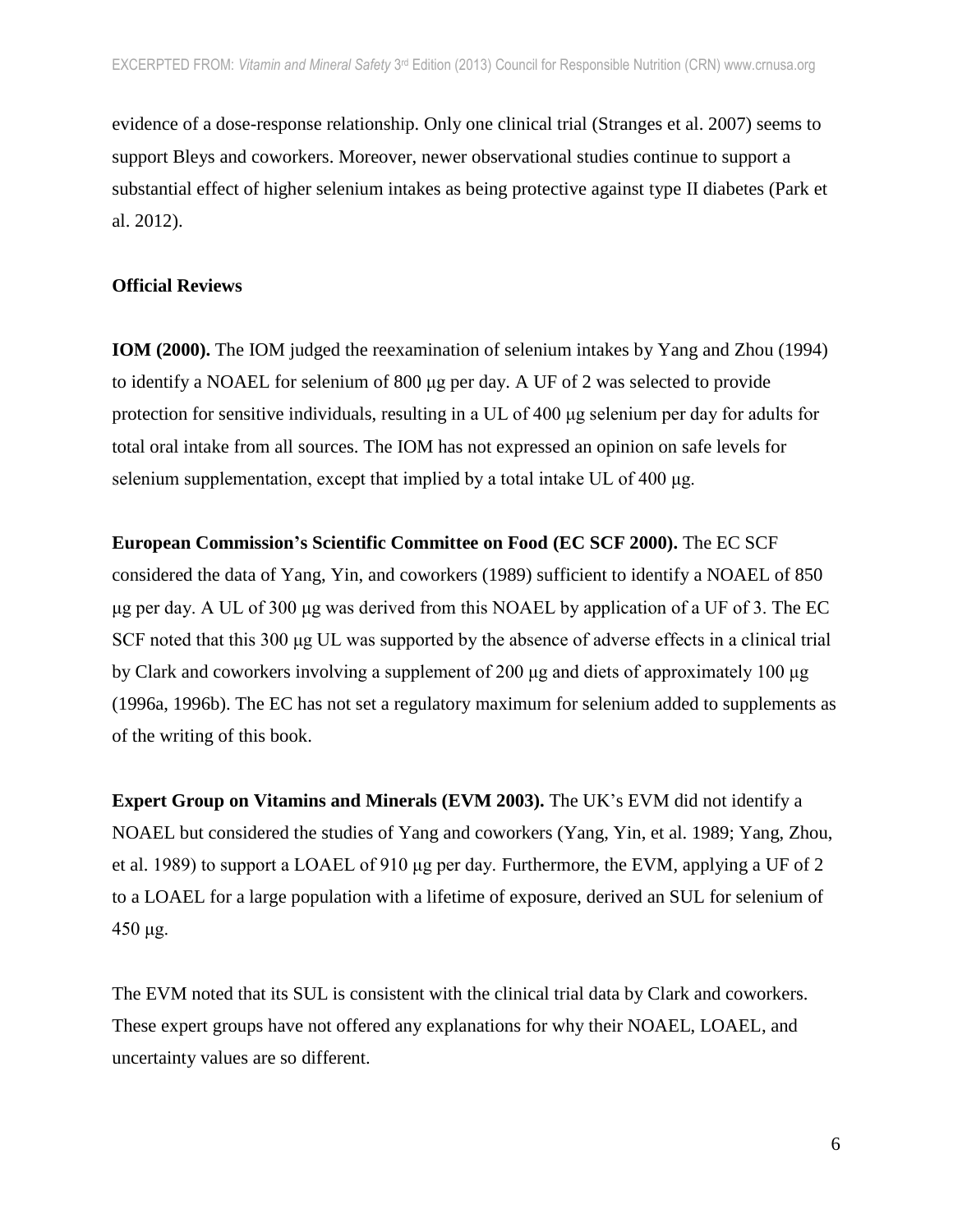evidence of a dose-response relationship. Only one clinical trial (Stranges et al. 2007) seems to support Bleys and coworkers. Moreover, newer observational studies continue to support a substantial effect of higher selenium intakes as being protective against type II diabetes (Park et al. 2012).

## Official Reviews

**IOM (2000).** The IOM judged the reexamination of selenium intakes by Yang and Zhou (1994) to identify a NOAEL for selenium of 800 μg per day. A UF of 2 was selected to provide protection for sensitive individuals, resulting in a UL of 400 μg selenium per day for adults for total oral intake from all sources. The IOM has not expressed an opinion on safe levels for selenium supplementation, except that implied by a total intake UL of 400 μg.

**European Commission's Scientific Committee on Food (EC SCF 2000).** The EC SCF considered the data of Yang, Yin, and coworkers (1989) sufficient to identify a NOAEL of 850 μg per day. A UL of 300 μg was derived from this NOAEL by application of a UF of 3. The EC SCF noted that this 300 μg UL was supported by the absence of adverse effects in a clinical trial by Clark and coworkers involving a supplement of 200 μg and diets of approximately 100 μg (1996a, 1996b). The EC has not set a regulatory maximum for selenium added to supplements as of the writing of this book.

**Expert Group on Vitamins and Minerals (EVM 2003).** The UK's EVM did not identify a NOAEL but considered the studies of Yang and coworkers (Yang, Yin, et al. 1989; Yang, Zhou, et al. 1989) to support a LOAEL of 910 μg per day. Furthermore, the EVM, applying a UF of 2 to a LOAEL for a large population with a lifetime of exposure, derived an SUL for selenium of 450 μg.

The EVM noted that its SUL is consistent with the clinical trial data by Clark and coworkers. These expert groups have not offered any explanations for why their NOAEL, LOAEL, and uncertainty values are so different.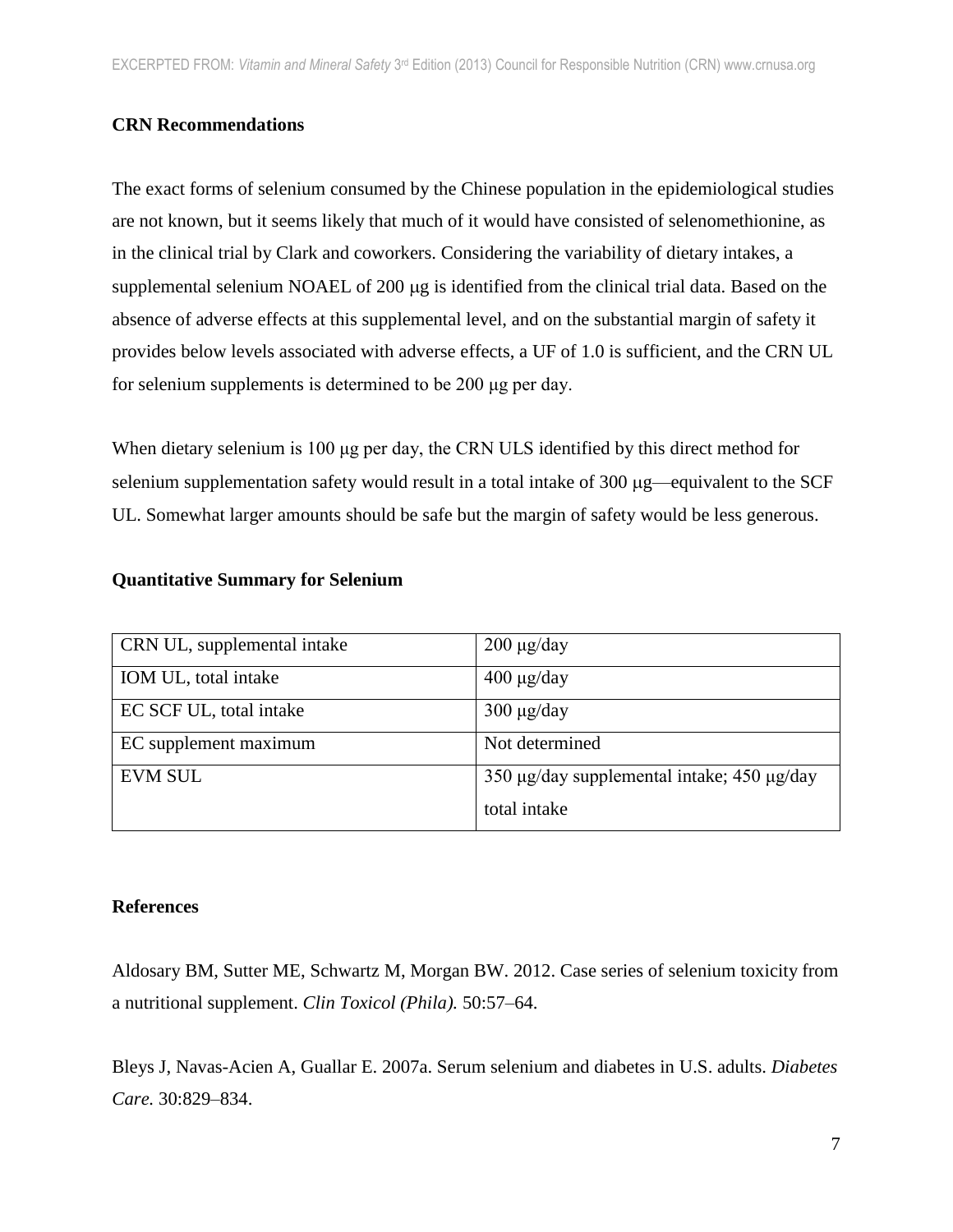### CRN Recommendations

The exact forms of selenium consumed by the Chinese population in the epidemiological studies are not known, but it seems likely that much of it would have consisted of selenomethionine, as in the clinical trial by Clark and coworkers. Considering the variability of dietary intakes, a supplemental selenium NOAEL of 200 μg is identified from the clinical trial data. Based on the absence of adverse effects at this supplemental level, and on the substantial margin of safety it provides below levels associated with adverse effects, a UF of 1.0 is sufficient, and the CRN UL for selenium supplements is determined to be 200 μg per day.

When dietary selenium is 100 μg per day, the CRN ULS identified by this direct method for selenium supplementation safety would result in a total intake of 300 μg—equivalent to the SCF UL. Somewhat larger amounts should be safe but the margin of safety would be less generous.

### Quantitative Summary for Selenium

| | |
|---|---|
| CRN UL, supplemental intake | 200 μg/day |
| IOM UL, total intake | 400 μg/day |
| EC SCF UL, total intake | 300 μg/day |
| EC supplement maximum | Not determined |
| EVM SUL | 350 μg/day supplemental intake; 450 μg/day total intake |

### References

Aldosary BM, Sutter ME, Schwartz M, Morgan BW. 2012. Case series of selenium toxicity from a nutritional supplement. *Clin Toxicol (Phila).* 50:57–64.

Bleys J, Navas-Acien A, Guallar E. 2007a. Serum selenium and diabetes in U.S. adults. *Diabetes Care.* 30:829–834.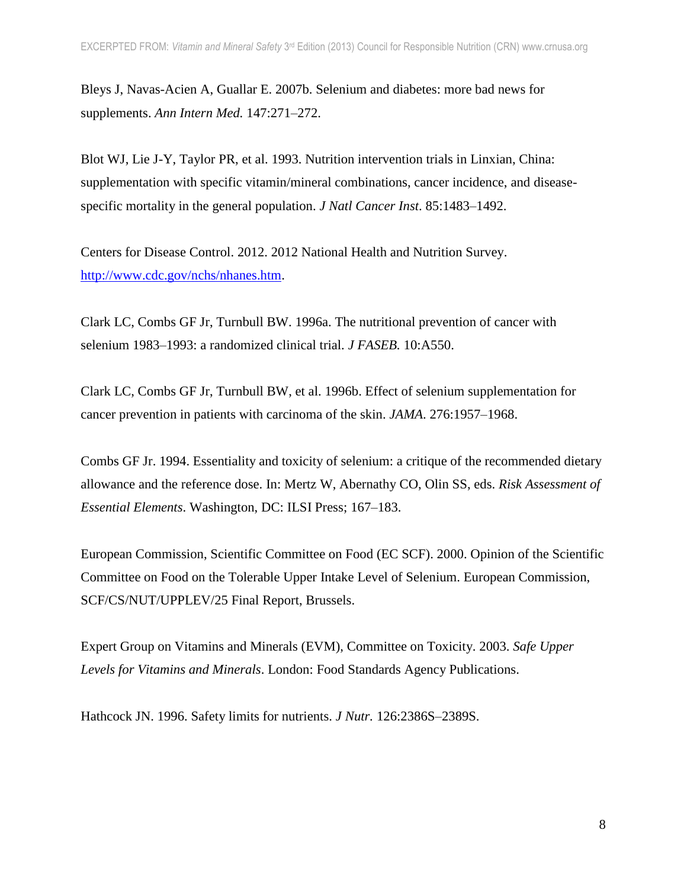Bleys J, Navas-Acien A, Guallar E. 2007b. Selenium and diabetes: more bad news for supplements. *Ann Intern Med.* 147:271–272.

Blot WJ, Lie J-Y, Taylor PR, et al. 1993. Nutrition intervention trials in Linxian, China: supplementation with specific vitamin/mineral combinations, cancer incidence, and disease-specific mortality in the general population. *J Natl Cancer Inst*. 85:1483–1492.

Centers for Disease Control. 2012. 2012 National Health and Nutrition Survey. http://www.cdc.gov/nchs/nhanes.htm.

Clark LC, Combs GF Jr, Turnbull BW. 1996a. The nutritional prevention of cancer with selenium 1983–1993: a randomized clinical trial. *J FASEB.* 10:A550.

Clark LC, Combs GF Jr, Turnbull BW, et al. 1996b. Effect of selenium supplementation for cancer prevention in patients with carcinoma of the skin. *JAMA*. 276:1957–1968.

Combs GF Jr. 1994. Essentiality and toxicity of selenium: a critique of the recommended dietary allowance and the reference dose. In: Mertz W, Abernathy CO, Olin SS, eds. *Risk Assessment of Essential Elements*. Washington, DC: ILSI Press; 167–183.

European Commission, Scientific Committee on Food (EC SCF). 2000. Opinion of the Scientific Committee on Food on the Tolerable Upper Intake Level of Selenium. European Commission, SCF/CS/NUT/UPPLEV/25 Final Report, Brussels.

Expert Group on Vitamins and Minerals (EVM), Committee on Toxicity. 2003. *Safe Upper Levels for Vitamins and Minerals*. London: Food Standards Agency Publications.

Hathcock JN. 1996. Safety limits for nutrients. *J Nutr.* 126:2386S–2389S.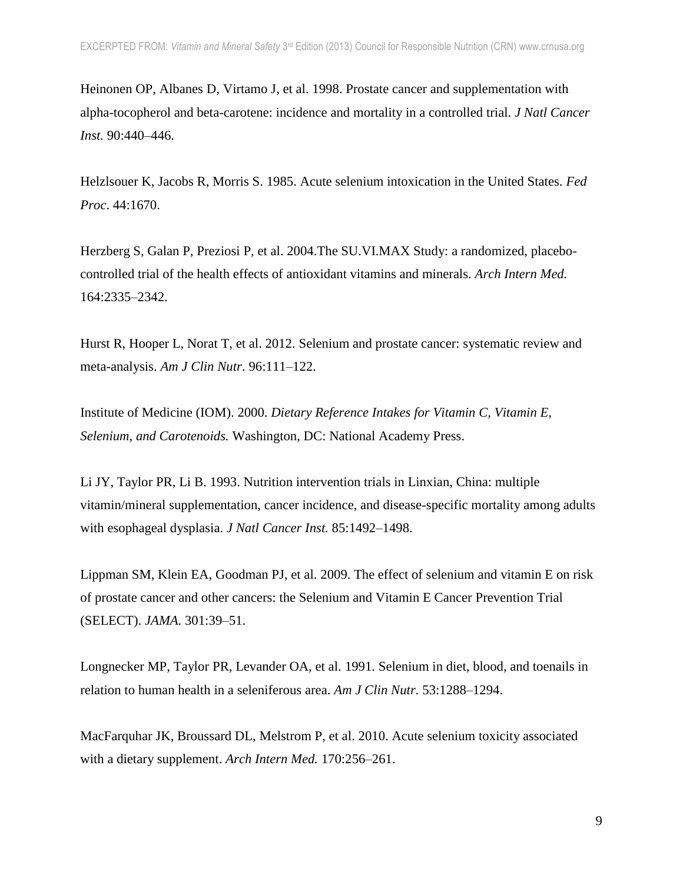Heinonen OP, Albanes D, Virtamo J, et al. 1998. Prostate cancer and supplementation with alpha-tocopherol and beta-carotene: incidence and mortality in a controlled trial. *J Natl Cancer Inst.* 90:440–446.

Helzlsouer K, Jacobs R, Morris S. 1985. Acute selenium intoxication in the United States. *Fed Proc*. 44:1670.

Herzberg S, Galan P, Preziosi P, et al. 2004.The SU.VI.MAX Study: a randomized, placebo-controlled trial of the health effects of antioxidant vitamins and minerals. *Arch Intern Med.* 164:2335–2342.

Hurst R, Hooper L, Norat T, et al. 2012. Selenium and prostate cancer: systematic review and meta-analysis. *Am J Clin Nutr*. 96:111–122.

Institute of Medicine (IOM). 2000. *Dietary Reference Intakes for Vitamin C, Vitamin E, Selenium, and Carotenoids.* Washington, DC: National Academy Press.

Li JY, Taylor PR, Li B. 1993. Nutrition intervention trials in Linxian, China: multiple vitamin/mineral supplementation, cancer incidence, and disease-specific mortality among adults with esophageal dysplasia. *J Natl Cancer Inst.* 85:1492–1498.

Lippman SM, Klein EA, Goodman PJ, et al. 2009. The effect of selenium and vitamin E on risk of prostate cancer and other cancers: the Selenium and Vitamin E Cancer Prevention Trial (SELECT). *JAMA.* 301:39–51.

Longnecker MP, Taylor PR, Levander OA, et al. 1991. Selenium in diet, blood, and toenails in relation to human health in a seleniferous area. *Am J Clin Nutr.* 53:1288–1294.

MacFarquhar JK, Broussard DL, Melstrom P, et al. 2010. Acute selenium toxicity associated with a dietary supplement. *Arch Intern Med.* 170:256–261.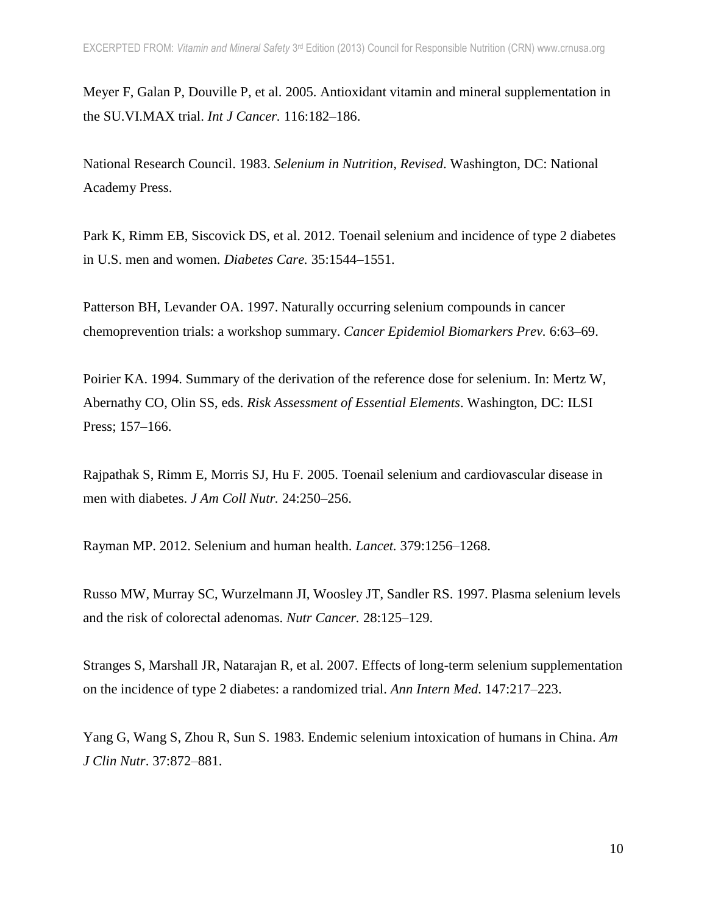Meyer F, Galan P, Douville P, et al. 2005. Antioxidant vitamin and mineral supplementation in the SU.VI.MAX trial. *Int J Cancer.* 116:182–186.

National Research Council. 1983. *Selenium in Nutrition, Revised*. Washington, DC: National Academy Press.

Park K, Rimm EB, Siscovick DS, et al. 2012. Toenail selenium and incidence of type 2 diabetes in U.S. men and women. *Diabetes Care.* 35:1544–1551.

Patterson BH, Levander OA. 1997. Naturally occurring selenium compounds in cancer chemoprevention trials: a workshop summary. *Cancer Epidemiol Biomarkers Prev.* 6:63–69.

Poirier KA. 1994. Summary of the derivation of the reference dose for selenium. In: Mertz W, Abernathy CO, Olin SS, eds. *Risk Assessment of Essential Elements*. Washington, DC: ILSI Press; 157–166.

Rajpathak S, Rimm E, Morris SJ, Hu F. 2005. Toenail selenium and cardiovascular disease in men with diabetes. *J Am Coll Nutr.* 24:250–256.

Rayman MP. 2012. Selenium and human health. *Lancet.* 379:1256–1268.

Russo MW, Murray SC, Wurzelmann JI, Woosley JT, Sandler RS. 1997. Plasma selenium levels and the risk of colorectal adenomas. *Nutr Cancer.* 28:125–129.

Stranges S, Marshall JR, Natarajan R, et al. 2007. Effects of long-term selenium supplementation on the incidence of type 2 diabetes: a randomized trial. *Ann Intern Med.* 147:217–223.

Yang G, Wang S, Zhou R, Sun S. 1983. Endemic selenium intoxication of humans in China. *Am J Clin Nutr*. 37:872–881.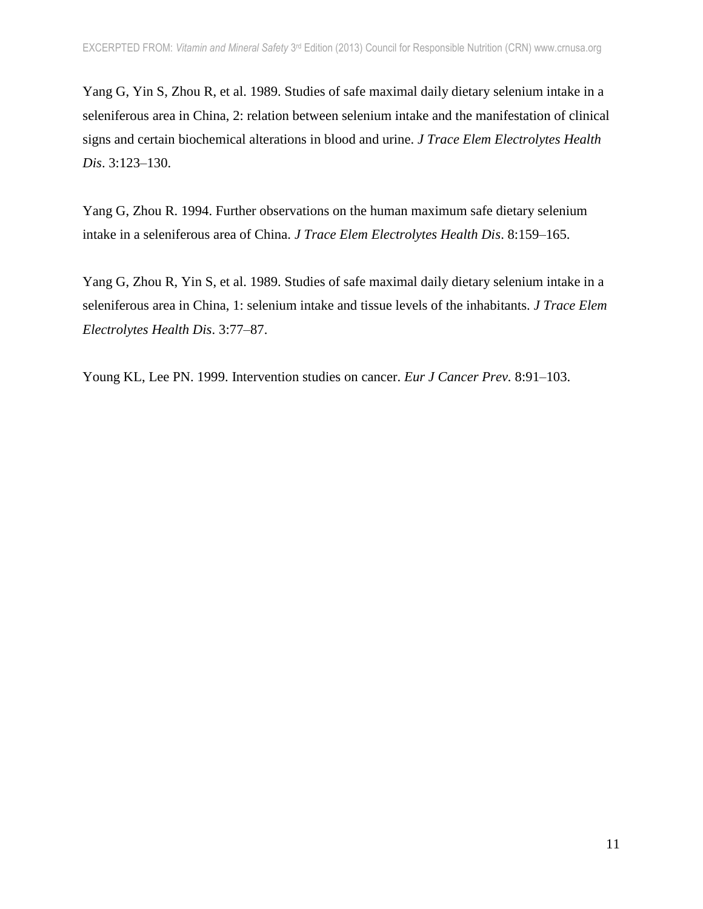Yang G, Yin S, Zhou R, et al. 1989. Studies of safe maximal daily dietary selenium intake in a seleniferous area in China, 2: relation between selenium intake and the manifestation of clinical signs and certain biochemical alterations in blood and urine. *J Trace Elem Electrolytes Health Dis*. 3:123–130.

Yang G, Zhou R. 1994. Further observations on the human maximum safe dietary selenium intake in a seleniferous area of China. *J Trace Elem Electrolytes Health Dis*. 8:159–165.

Yang G, Zhou R, Yin S, et al. 1989. Studies of safe maximal daily dietary selenium intake in a seleniferous area in China, 1: selenium intake and tissue levels of the inhabitants. *J Trace Elem Electrolytes Health Dis*. 3:77–87.

Young KL, Lee PN. 1999. Intervention studies on cancer. *Eur J Cancer Prev*. 8:91–103.